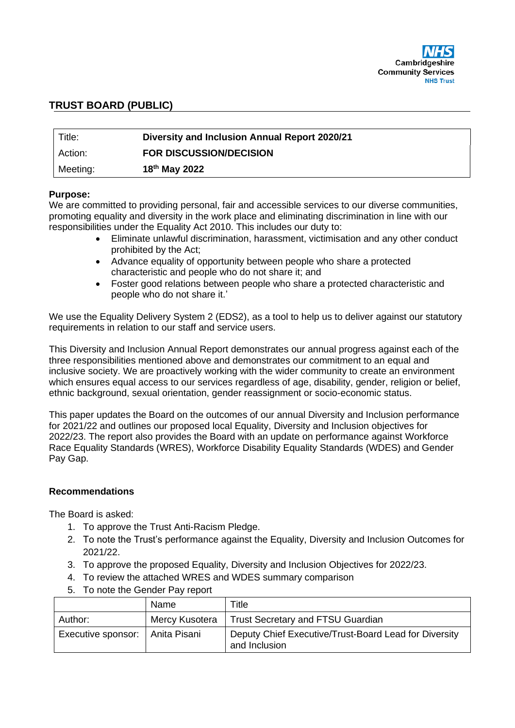Cambridgeshire Community Services NHS Trust

## TRUST BOARD (PUBLIC)

| Title: | **Diversity and Inclusion Annual Report 2020/21** |
|---|---|
| Action: | **FOR DISCUSSION/DECISION** |
| Meeting: | **18th May 2022** |

**Purpose:**
We are committed to providing personal, fair and accessible services to our diverse communities, promoting equality and diversity in the work place and eliminating discrimination in line with our responsibilities under the Equality Act 2010. This includes our duty to:

- Eliminate unlawful discrimination, harassment, victimisation and any other conduct prohibited by the Act;
- Advance equality of opportunity between people who share a protected characteristic and people who do not share it; and
- Foster good relations between people who share a protected characteristic and people who do not share it.'

We use the Equality Delivery System 2 (EDS2), as a tool to help us to deliver against our statutory requirements in relation to our staff and service users.

This Diversity and Inclusion Annual Report demonstrates our annual progress against each of the three responsibilities mentioned above and demonstrates our commitment to an equal and inclusive society. We are proactively working with the wider community to create an environment which ensures equal access to our services regardless of age, disability, gender, religion or belief, ethnic background, sexual orientation, gender reassignment or socio-economic status.

This paper updates the Board on the outcomes of our annual Diversity and Inclusion performance for 2021/22 and outlines our proposed local Equality, Diversity and Inclusion objectives for 2022/23. The report also provides the Board with an update on performance against Workforce Race Equality Standards (WRES), Workforce Disability Equality Standards (WDES) and Gender Pay Gap.

**Recommendations**

The Board is asked:

1. To approve the Trust Anti-Racism Pledge.
2. To note the Trust's performance against the Equality, Diversity and Inclusion Outcomes for 2021/22.
3. To approve the proposed Equality, Diversity and Inclusion Objectives for 2022/23.
4. To review the attached WRES and WDES summary comparison
5. To note the Gender Pay report

| | Name | Title |
|---|---|---|
| Author: | Mercy Kusotera | Trust Secretary and FTSU Guardian |
| Executive sponsor: | Anita Pisani | Deputy Chief Executive/Trust-Board Lead for Diversity and Inclusion |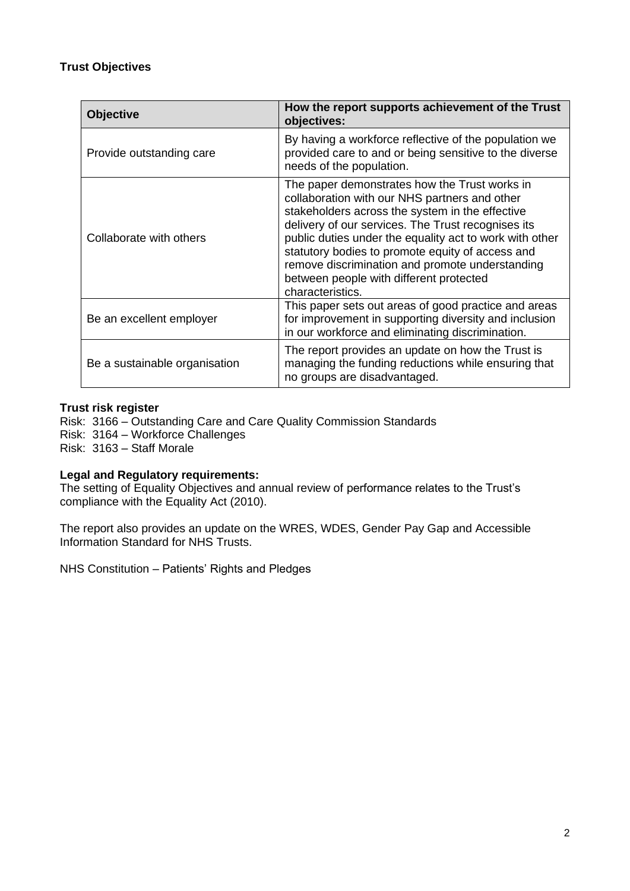**Trust Objectives**

| Objective | How the report supports achievement of the Trust objectives: |
|---|---|
| Provide outstanding care | By having a workforce reflective of the population we provided care to and or being sensitive to the diverse needs of the population. |
| Collaborate with others | The paper demonstrates how the Trust works in collaboration with our NHS partners and other stakeholders across the system in the effective delivery of our services. The Trust recognises its public duties under the equality act to work with other statutory bodies to promote equity of access and remove discrimination and promote understanding between people with different protected characteristics. |
| Be an excellent employer | This paper sets out areas of good practice and areas for improvement in supporting diversity and inclusion in our workforce and eliminating discrimination. |
| Be a sustainable organisation | The report provides an update on how the Trust is managing the funding reductions while ensuring that no groups are disadvantaged. |

**Trust risk register**

Risk: 3166 – Outstanding Care and Care Quality Commission Standards
Risk: 3164 – Workforce Challenges
Risk: 3163 – Staff Morale

**Legal and Regulatory requirements:**

The setting of Equality Objectives and annual review of performance relates to the Trust's compliance with the Equality Act (2010).

The report also provides an update on the WRES, WDES, Gender Pay Gap and Accessible Information Standard for NHS Trusts.

NHS Constitution – Patients' Rights and Pledges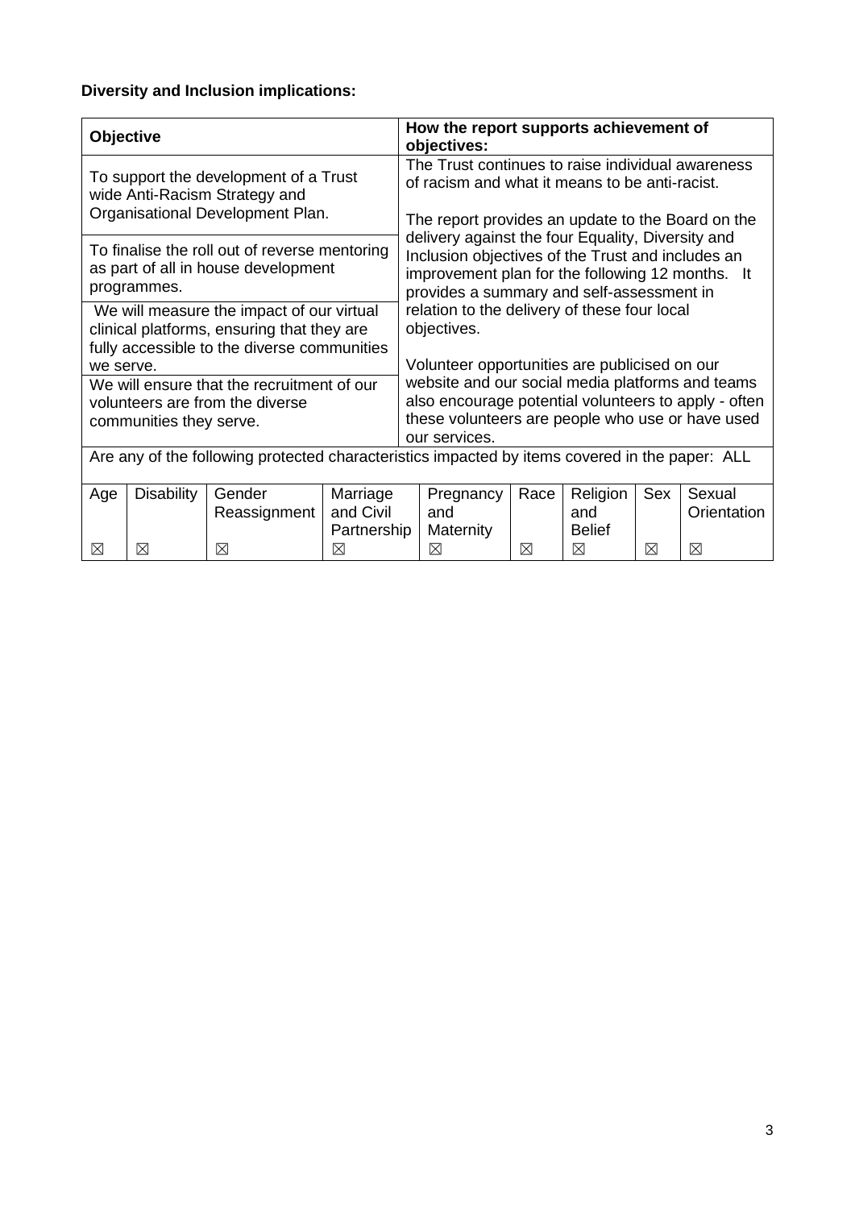**Diversity and Inclusion implications:**

| Objective | How the report supports achievement of objectives: |
|---|---|
| To support the development of a Trust wide Anti-Racism Strategy and Organisational Development Plan. | The Trust continues to raise individual awareness of racism and what it means to be anti-racist.<br><br>The report provides an update to the Board on the delivery against the four Equality, Diversity and Inclusion objectives of the Trust and includes an improvement plan for the following 12 months. It provides a summary and self-assessment in relation to the delivery of these four local objectives.<br><br>Volunteer opportunities are publicised on our website and our social media platforms and teams also encourage potential volunteers to apply - often these volunteers are people who use or have used our services. |
| To finalise the roll out of reverse mentoring as part of all in house development programmes. | |
| We will measure the impact of our virtual clinical platforms, ensuring that they are fully accessible to the diverse communities we serve. | |
| We will ensure that the recruitment of our volunteers are from the diverse communities they serve. | |

Are any of the following protected characteristics impacted by items covered in the paper: ALL

| Age | Disability | Gender Reassignment | Marriage and Civil Partnership | Pregnancy and Maternity | Race | Religion and Belief | Sex | Sexual Orientation |
|---|---|---|---|---|---|---|---|---|
| ☒ | ☒ | ☒ | ☒ | ☒ | ☒ | ☒ | ☒ | ☒ |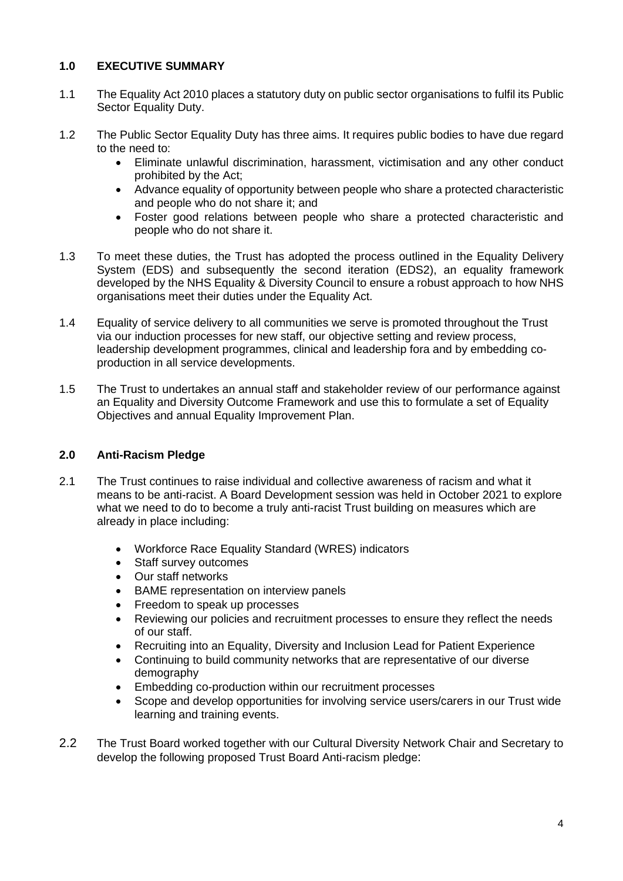## 1.0 EXECUTIVE SUMMARY

1.1 The Equality Act 2010 places a statutory duty on public sector organisations to fulfil its Public Sector Equality Duty.

1.2 The Public Sector Equality Duty has three aims. It requires public bodies to have due regard to the need to:

- Eliminate unlawful discrimination, harassment, victimisation and any other conduct prohibited by the Act;
- Advance equality of opportunity between people who share a protected characteristic and people who do not share it; and
- Foster good relations between people who share a protected characteristic and people who do not share it.

1.3 To meet these duties, the Trust has adopted the process outlined in the Equality Delivery System (EDS) and subsequently the second iteration (EDS2), an equality framework developed by the NHS Equality & Diversity Council to ensure a robust approach to how NHS organisations meet their duties under the Equality Act.

1.4 Equality of service delivery to all communities we serve is promoted throughout the Trust via our induction processes for new staff, our objective setting and review process, leadership development programmes, clinical and leadership fora and by embedding co-production in all service developments.

1.5 The Trust to undertakes an annual staff and stakeholder review of our performance against an Equality and Diversity Outcome Framework and use this to formulate a set of Equality Objectives and annual Equality Improvement Plan.

## 2.0 Anti-Racism Pledge

2.1 The Trust continues to raise individual and collective awareness of racism and what it means to be anti-racist. A Board Development session was held in October 2021 to explore what we need to do to become a truly anti-racist Trust building on measures which are already in place including:

- Workforce Race Equality Standard (WRES) indicators
- Staff survey outcomes
- Our staff networks
- BAME representation on interview panels
- Freedom to speak up processes
- Reviewing our policies and recruitment processes to ensure they reflect the needs of our staff.
- Recruiting into an Equality, Diversity and Inclusion Lead for Patient Experience
- Continuing to build community networks that are representative of our diverse demography
- Embedding co-production within our recruitment processes
- Scope and develop opportunities for involving service users/carers in our Trust wide learning and training events.

2.2 The Trust Board worked together with our Cultural Diversity Network Chair and Secretary to develop the following proposed Trust Board Anti-racism pledge: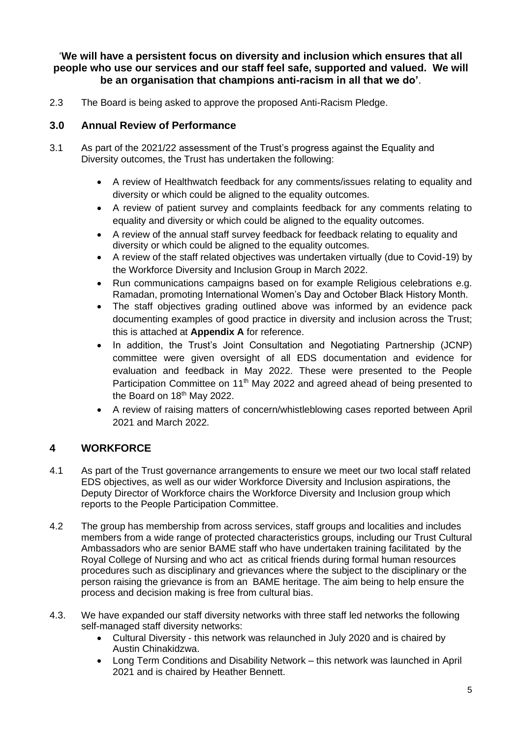'**We will have a persistent focus on diversity and inclusion which ensures that all people who use our services and our staff feel safe, supported and valued. We will be an organisation that champions anti-racism in all that we do'**.

2.3 The Board is being asked to approve the proposed Anti-Racism Pledge.

## 3.0 Annual Review of Performance

3.1 As part of the 2021/22 assessment of the Trust's progress against the Equality and Diversity outcomes, the Trust has undertaken the following:

- A review of Healthwatch feedback for any comments/issues relating to equality and diversity or which could be aligned to the equality outcomes.
- A review of patient survey and complaints feedback for any comments relating to equality and diversity or which could be aligned to the equality outcomes.
- A review of the annual staff survey feedback for feedback relating to equality and diversity or which could be aligned to the equality outcomes.
- A review of the staff related objectives was undertaken virtually (due to Covid-19) by the Workforce Diversity and Inclusion Group in March 2022.
- Run communications campaigns based on for example Religious celebrations e.g. Ramadan, promoting International Women's Day and October Black History Month.
- The staff objectives grading outlined above was informed by an evidence pack documenting examples of good practice in diversity and inclusion across the Trust; this is attached at **Appendix A** for reference.
- In addition, the Trust's Joint Consultation and Negotiating Partnership (JCNP) committee were given oversight of all EDS documentation and evidence for evaluation and feedback in May 2022. These were presented to the People Participation Committee on 11th May 2022 and agreed ahead of being presented to the Board on 18th May 2022.
- A review of raising matters of concern/whistleblowing cases reported between April 2021 and March 2022.

## 4 WORKFORCE

4.1 As part of the Trust governance arrangements to ensure we meet our two local staff related EDS objectives, as well as our wider Workforce Diversity and Inclusion aspirations, the Deputy Director of Workforce chairs the Workforce Diversity and Inclusion group which reports to the People Participation Committee.

4.2 The group has membership from across services, staff groups and localities and includes members from a wide range of protected characteristics groups, including our Trust Cultural Ambassadors who are senior BAME staff who have undertaken training facilitated by the Royal College of Nursing and who act as critical friends during formal human resources procedures such as disciplinary and grievances where the subject to the disciplinary or the person raising the grievance is from an BAME heritage. The aim being to help ensure the process and decision making is free from cultural bias.

4.3. We have expanded our staff diversity networks with three staff led networks the following self-managed staff diversity networks:

- Cultural Diversity - this network was relaunched in July 2020 and is chaired by Austin Chinakidzwa.
- Long Term Conditions and Disability Network – this network was launched in April 2021 and is chaired by Heather Bennett.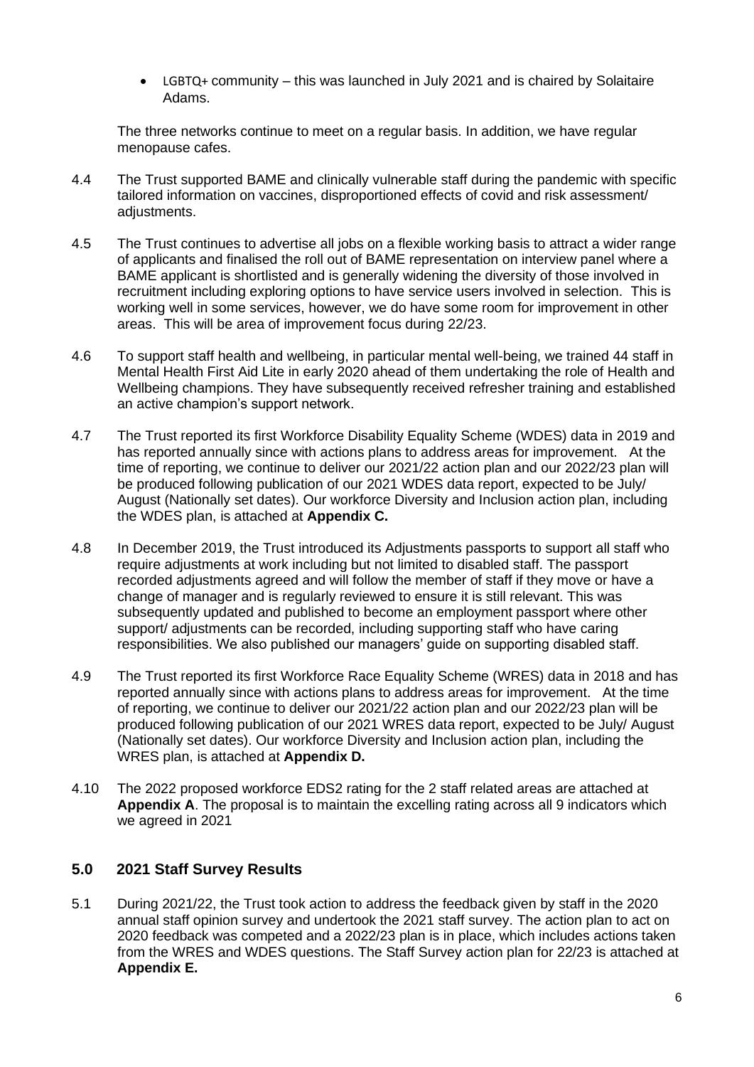- LGBTQ+ community – this was launched in July 2021 and is chaired by Solaitaire Adams.

The three networks continue to meet on a regular basis. In addition, we have regular menopause cafes.

4.4 The Trust supported BAME and clinically vulnerable staff during the pandemic with specific tailored information on vaccines, disproportioned effects of covid and risk assessment/ adjustments.

4.5 The Trust continues to advertise all jobs on a flexible working basis to attract a wider range of applicants and finalised the roll out of BAME representation on interview panel where a BAME applicant is shortlisted and is generally widening the diversity of those involved in recruitment including exploring options to have service users involved in selection. This is working well in some services, however, we do have some room for improvement in other areas. This will be area of improvement focus during 22/23.

4.6 To support staff health and wellbeing, in particular mental well-being, we trained 44 staff in Mental Health First Aid Lite in early 2020 ahead of them undertaking the role of Health and Wellbeing champions. They have subsequently received refresher training and established an active champion's support network.

4.7 The Trust reported its first Workforce Disability Equality Scheme (WDES) data in 2019 and has reported annually since with actions plans to address areas for improvement. At the time of reporting, we continue to deliver our 2021/22 action plan and our 2022/23 plan will be produced following publication of our 2021 WDES data report, expected to be July/ August (Nationally set dates). Our workforce Diversity and Inclusion action plan, including the WDES plan, is attached at **Appendix C.**

4.8 In December 2019, the Trust introduced its Adjustments passports to support all staff who require adjustments at work including but not limited to disabled staff. The passport recorded adjustments agreed and will follow the member of staff if they move or have a change of manager and is regularly reviewed to ensure it is still relevant. This was subsequently updated and published to become an employment passport where other support/ adjustments can be recorded, including supporting staff who have caring responsibilities. We also published our managers' guide on supporting disabled staff.

4.9 The Trust reported its first Workforce Race Equality Scheme (WRES) data in 2018 and has reported annually since with actions plans to address areas for improvement. At the time of reporting, we continue to deliver our 2021/22 action plan and our 2022/23 plan will be produced following publication of our 2021 WRES data report, expected to be July/ August (Nationally set dates). Our workforce Diversity and Inclusion action plan, including the WRES plan, is attached at **Appendix D.**

4.10 The 2022 proposed workforce EDS2 rating for the 2 staff related areas are attached at **Appendix A**. The proposal is to maintain the excelling rating across all 9 indicators which we agreed in 2021

## 5.0 2021 Staff Survey Results

5.1 During 2021/22, the Trust took action to address the feedback given by staff in the 2020 annual staff opinion survey and undertook the 2021 staff survey. The action plan to act on 2020 feedback was competed and a 2022/23 plan is in place, which includes actions taken from the WRES and WDES questions. The Staff Survey action plan for 22/23 is attached at **Appendix E.**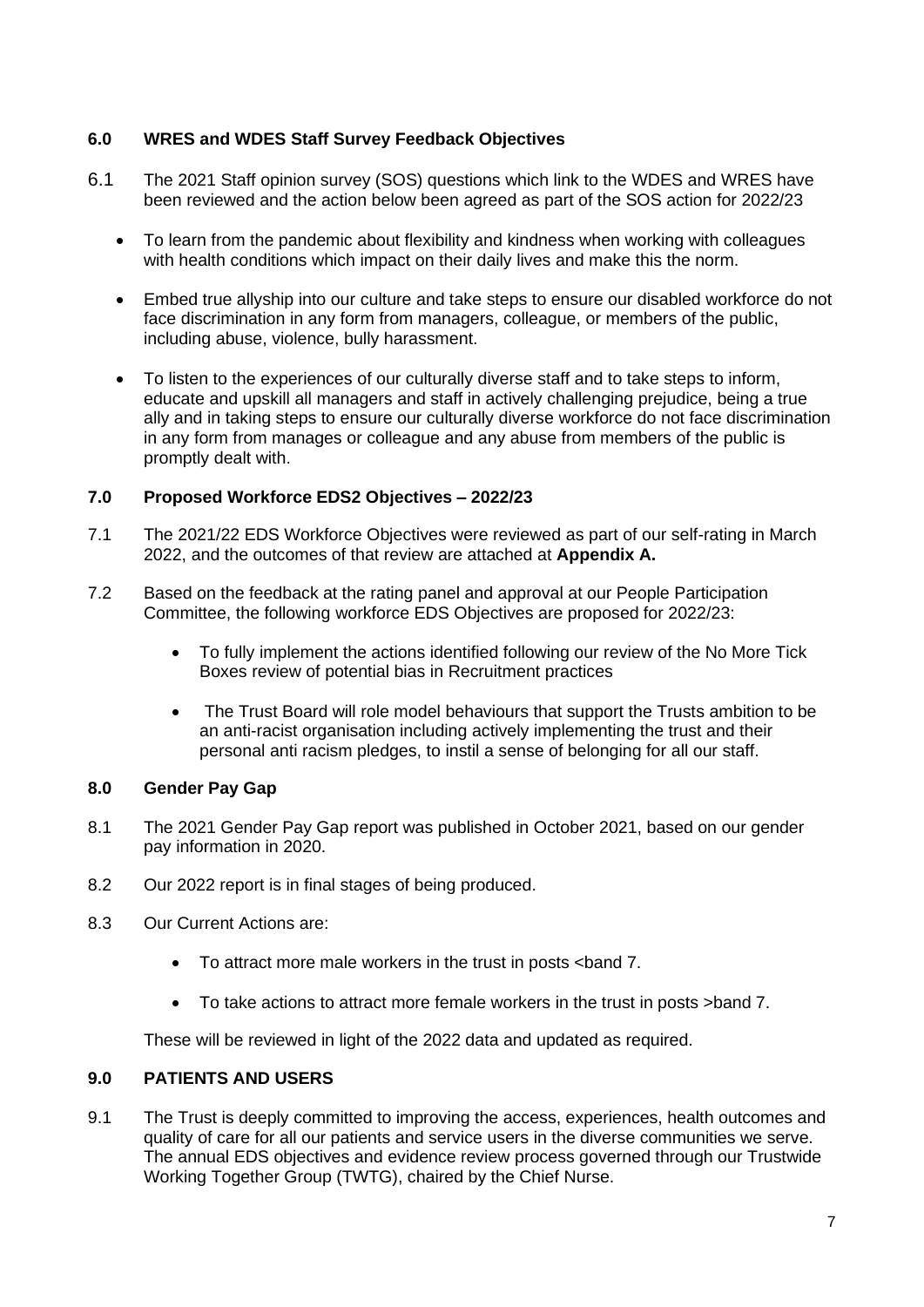## 6.0 WRES and WDES Staff Survey Feedback Objectives

6.1 The 2021 Staff opinion survey (SOS) questions which link to the WDES and WRES have been reviewed and the action below been agreed as part of the SOS action for 2022/23

- To learn from the pandemic about flexibility and kindness when working with colleagues with health conditions which impact on their daily lives and make this the norm.
- Embed true allyship into our culture and take steps to ensure our disabled workforce do not face discrimination in any form from managers, colleague, or members of the public, including abuse, violence, bully harassment.
- To listen to the experiences of our culturally diverse staff and to take steps to inform, educate and upskill all managers and staff in actively challenging prejudice, being a true ally and in taking steps to ensure our culturally diverse workforce do not face discrimination in any form from manages or colleague and any abuse from members of the public is promptly dealt with.

## 7.0 Proposed Workforce EDS2 Objectives – 2022/23

7.1 The 2021/22 EDS Workforce Objectives were reviewed as part of our self-rating in March 2022, and the outcomes of that review are attached at **Appendix A.**

7.2 Based on the feedback at the rating panel and approval at our People Participation Committee, the following workforce EDS Objectives are proposed for 2022/23:

- To fully implement the actions identified following our review of the No More Tick Boxes review of potential bias in Recruitment practices
- The Trust Board will role model behaviours that support the Trusts ambition to be an anti-racist organisation including actively implementing the trust and their personal anti racism pledges, to instil a sense of belonging for all our staff.

## 8.0 Gender Pay Gap

8.1 The 2021 Gender Pay Gap report was published in October 2021, based on our gender pay information in 2020.

8.2 Our 2022 report is in final stages of being produced.

8.3 Our Current Actions are:

- To attract more male workers in the trust in posts <band 7.
- To take actions to attract more female workers in the trust in posts >band 7.

These will be reviewed in light of the 2022 data and updated as required.

## 9.0 PATIENTS AND USERS

9.1 The Trust is deeply committed to improving the access, experiences, health outcomes and quality of care for all our patients and service users in the diverse communities we serve. The annual EDS objectives and evidence review process governed through our Trustwide Working Together Group (TWTG), chaired by the Chief Nurse.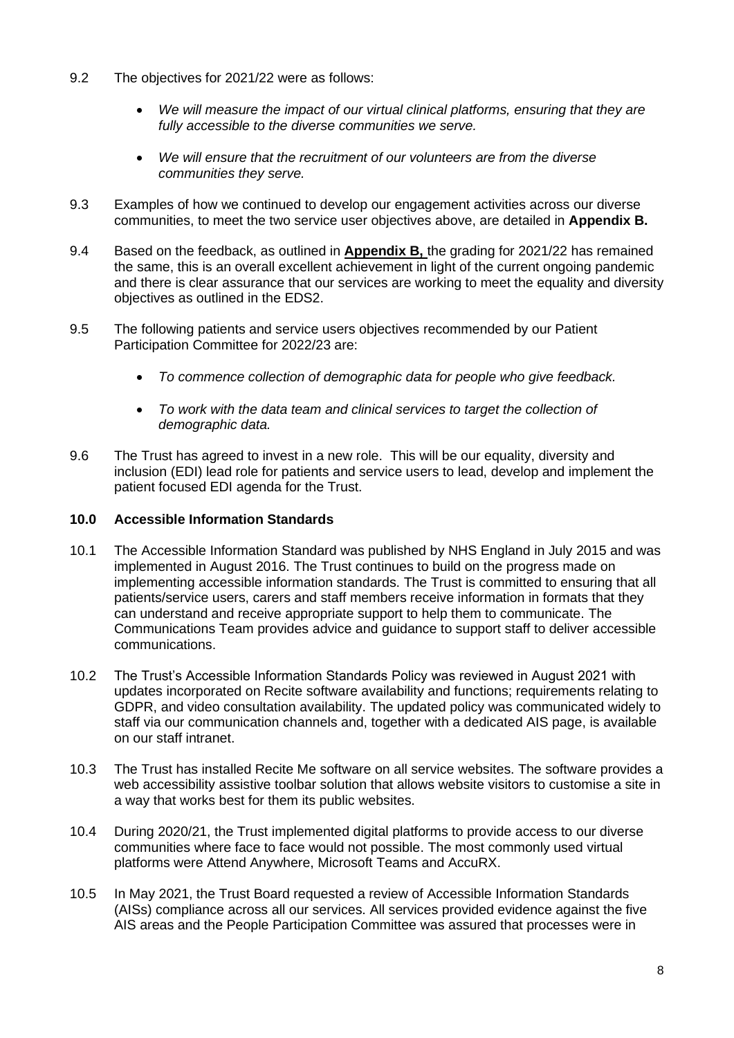9.2 The objectives for 2021/22 were as follows:

- *We will measure the impact of our virtual clinical platforms, ensuring that they are fully accessible to the diverse communities we serve.*
- *We will ensure that the recruitment of our volunteers are from the diverse communities they serve.*

9.3 Examples of how we continued to develop our engagement activities across our diverse communities, to meet the two service user objectives above, are detailed in **Appendix B.**

9.4 Based on the feedback, as outlined in **Appendix B,** the grading for 2021/22 has remained the same, this is an overall excellent achievement in light of the current ongoing pandemic and there is clear assurance that our services are working to meet the equality and diversity objectives as outlined in the EDS2.

9.5 The following patients and service users objectives recommended by our Patient Participation Committee for 2022/23 are:

- *To commence collection of demographic data for people who give feedback.*
- *To work with the data team and clinical services to target the collection of demographic data.*

9.6 The Trust has agreed to invest in a new role. This will be our equality, diversity and inclusion (EDI) lead role for patients and service users to lead, develop and implement the patient focused EDI agenda for the Trust.

## 10.0 Accessible Information Standards

10.1 The Accessible Information Standard was published by NHS England in July 2015 and was implemented in August 2016. The Trust continues to build on the progress made on implementing accessible information standards. The Trust is committed to ensuring that all patients/service users, carers and staff members receive information in formats that they can understand and receive appropriate support to help them to communicate. The Communications Team provides advice and guidance to support staff to deliver accessible communications.

10.2 The Trust's Accessible Information Standards Policy was reviewed in August 2021 with updates incorporated on Recite software availability and functions; requirements relating to GDPR, and video consultation availability. The updated policy was communicated widely to staff via our communication channels and, together with a dedicated AIS page, is available on our staff intranet.

10.3 The Trust has installed Recite Me software on all service websites. The software provides a web accessibility assistive toolbar solution that allows website visitors to customise a site in a way that works best for them its public websites.

10.4 During 2020/21, the Trust implemented digital platforms to provide access to our diverse communities where face to face would not possible. The most commonly used virtual platforms were Attend Anywhere, Microsoft Teams and AccuRX.

10.5 In May 2021, the Trust Board requested a review of Accessible Information Standards (AISs) compliance across all our services. All services provided evidence against the five AIS areas and the People Participation Committee was assured that processes were in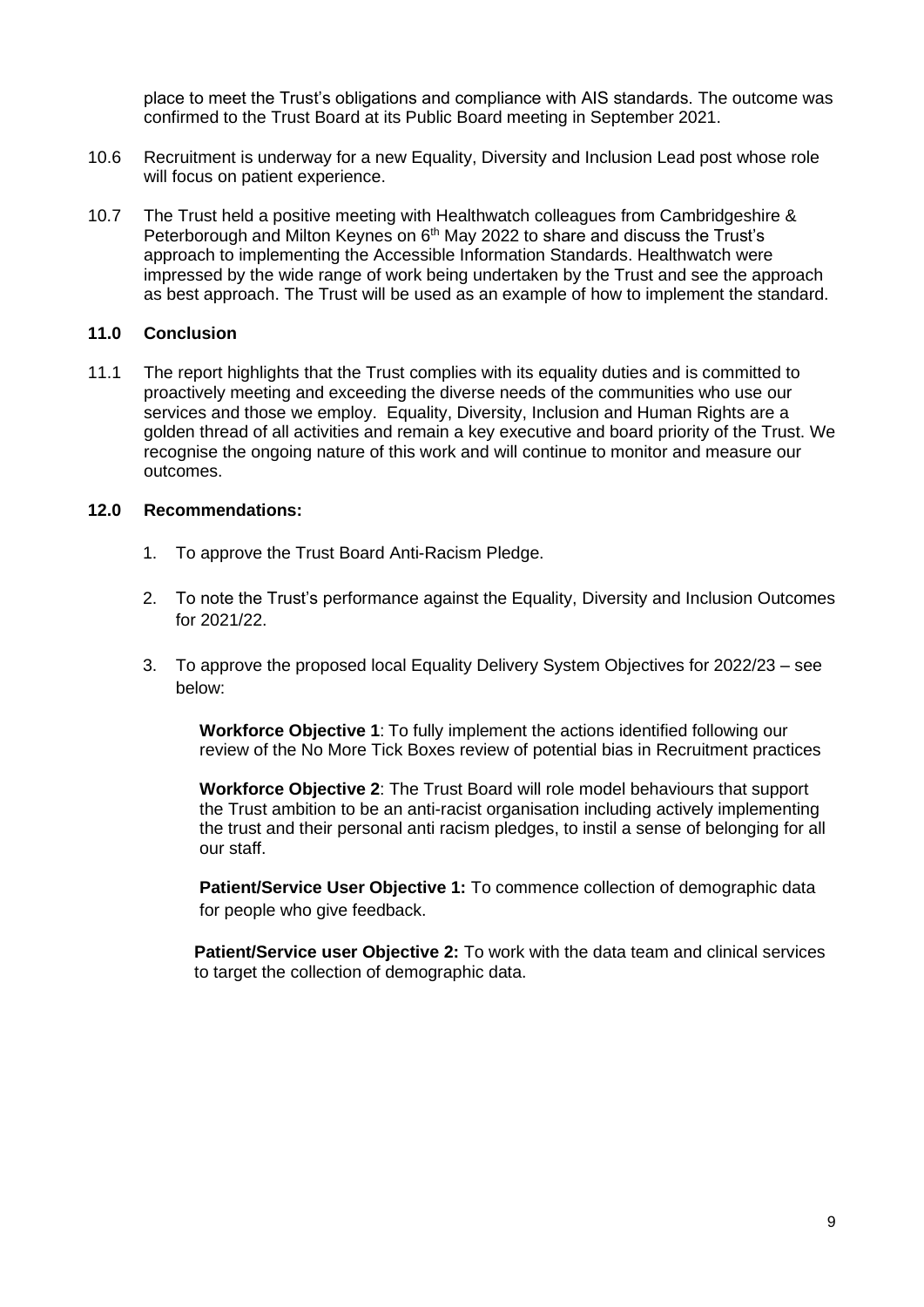place to meet the Trust's obligations and compliance with AIS standards. The outcome was confirmed to the Trust Board at its Public Board meeting in September 2021.

10.6 Recruitment is underway for a new Equality, Diversity and Inclusion Lead post whose role will focus on patient experience.

10.7 The Trust held a positive meeting with Healthwatch colleagues from Cambridgeshire & Peterborough and Milton Keynes on 6th May 2022 to share and discuss the Trust's approach to implementing the Accessible Information Standards. Healthwatch were impressed by the wide range of work being undertaken by the Trust and see the approach as best approach. The Trust will be used as an example of how to implement the standard.

## 11.0 Conclusion

11.1 The report highlights that the Trust complies with its equality duties and is committed to proactively meeting and exceeding the diverse needs of the communities who use our services and those we employ. Equality, Diversity, Inclusion and Human Rights are a golden thread of all activities and remain a key executive and board priority of the Trust. We recognise the ongoing nature of this work and will continue to monitor and measure our outcomes.

## 12.0 Recommendations:

1. To approve the Trust Board Anti-Racism Pledge.

2. To note the Trust's performance against the Equality, Diversity and Inclusion Outcomes for 2021/22.

3. To approve the proposed local Equality Delivery System Objectives for 2022/23 – see below:

   **Workforce Objective 1**: To fully implement the actions identified following our review of the No More Tick Boxes review of potential bias in Recruitment practices

   **Workforce Objective 2**: The Trust Board will role model behaviours that support the Trust ambition to be an anti-racist organisation including actively implementing the trust and their personal anti racism pledges, to instil a sense of belonging for all our staff.

   **Patient/Service User Objective 1:** To commence collection of demographic data for people who give feedback.

   **Patient/Service user Objective 2:** To work with the data team and clinical services to target the collection of demographic data.